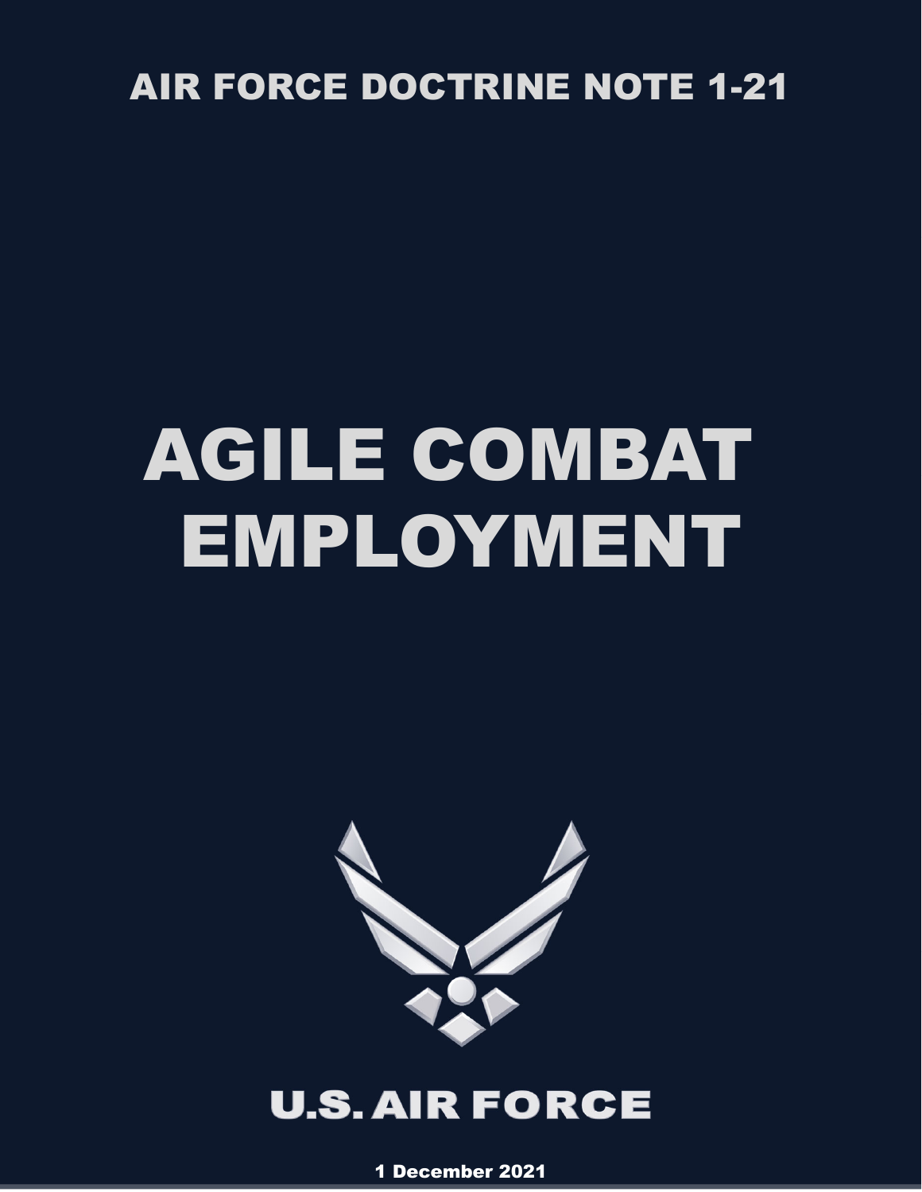AIR FORCE DOCTRINE NOTE 1-21

# AGILE COMBAT EMPLOYMENT

U.S. AIR FORCE

1 December 2021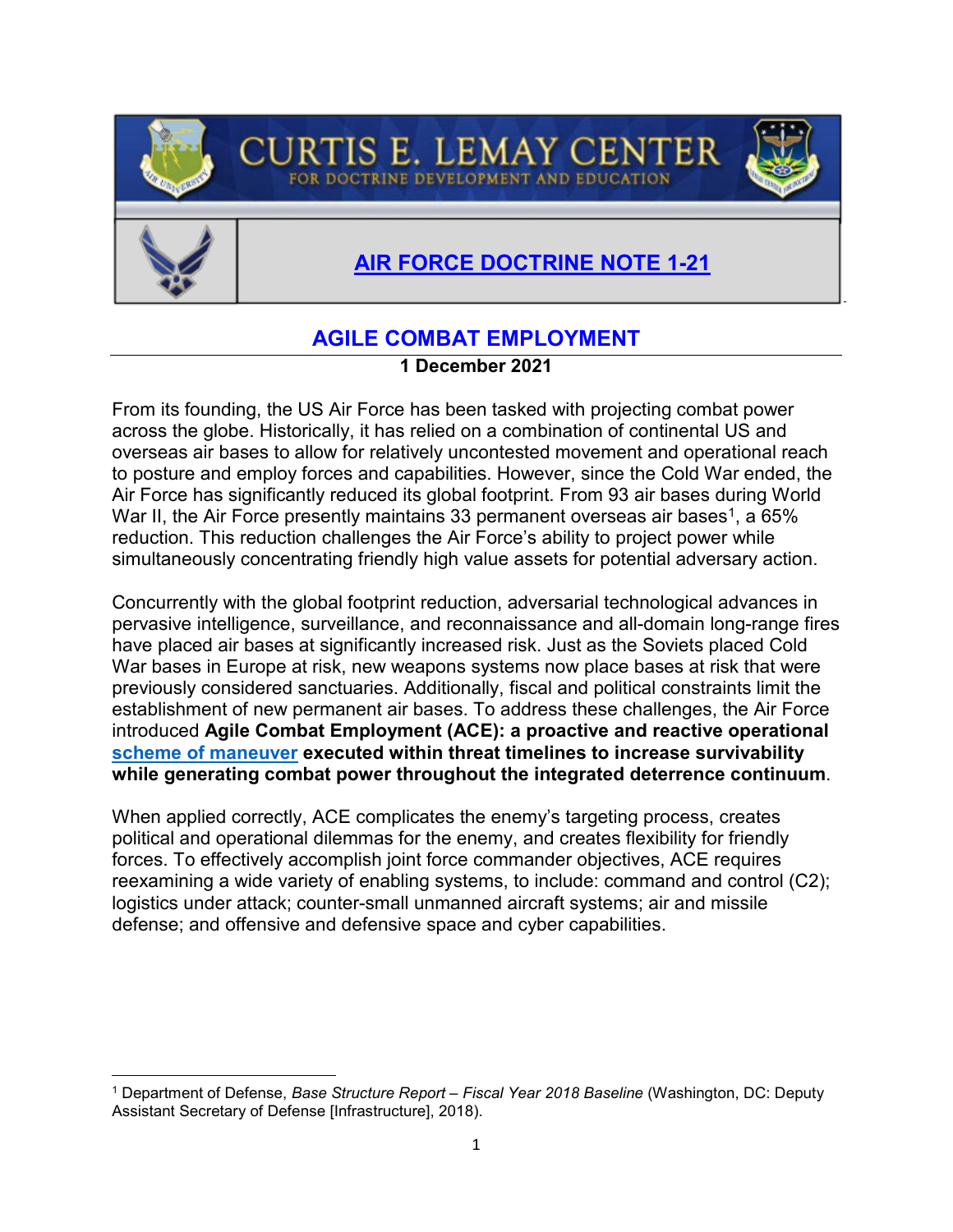# CURTIS E. LEMAY CENTER

## FOR DOCTRINE DEVELOPMENT AND EDUCATION

## AIR FORCE DOCTRINE NOTE 1-21

# AGILE COMBAT EMPLOYMENT

**1 December 2021**

From its founding, the US Air Force has been tasked with projecting combat power across the globe. Historically, it has relied on a combination of continental US and overseas air bases to allow for relatively uncontested movement and operational reach to posture and employ forces and capabilities. However, since the Cold War ended, the Air Force has significantly reduced its global footprint. From 93 air bases during World War II, the Air Force presently maintains 33 permanent overseas air bases[1], a 65% reduction. This reduction challenges the Air Force's ability to project power while simultaneously concentrating friendly high value assets for potential adversary action.

Concurrently with the global footprint reduction, adversarial technological advances in pervasive intelligence, surveillance, and reconnaissance and all-domain long-range fires have placed air bases at significantly increased risk. Just as the Soviets placed Cold War bases in Europe at risk, new weapons systems now place bases at risk that were previously considered sanctuaries. Additionally, fiscal and political constraints limit the establishment of new permanent air bases. To address these challenges, the Air Force introduced **Agile Combat Employment (ACE): a proactive and reactive operational scheme of maneuver executed within threat timelines to increase survivability while generating combat power throughout the integrated deterrence continuum**.

When applied correctly, ACE complicates the enemy's targeting process, creates political and operational dilemmas for the enemy, and creates flexibility for friendly forces. To effectively accomplish joint force commander objectives, ACE requires reexamining a wide variety of enabling systems, to include: command and control (C2); logistics under attack; counter-small unmanned aircraft systems; air and missile defense; and offensive and defensive space and cyber capabilities.

[1] Department of Defense, *Base Structure Report – Fiscal Year 2018 Baseline* (Washington, DC: Deputy Assistant Secretary of Defense [Infrastructure], 2018).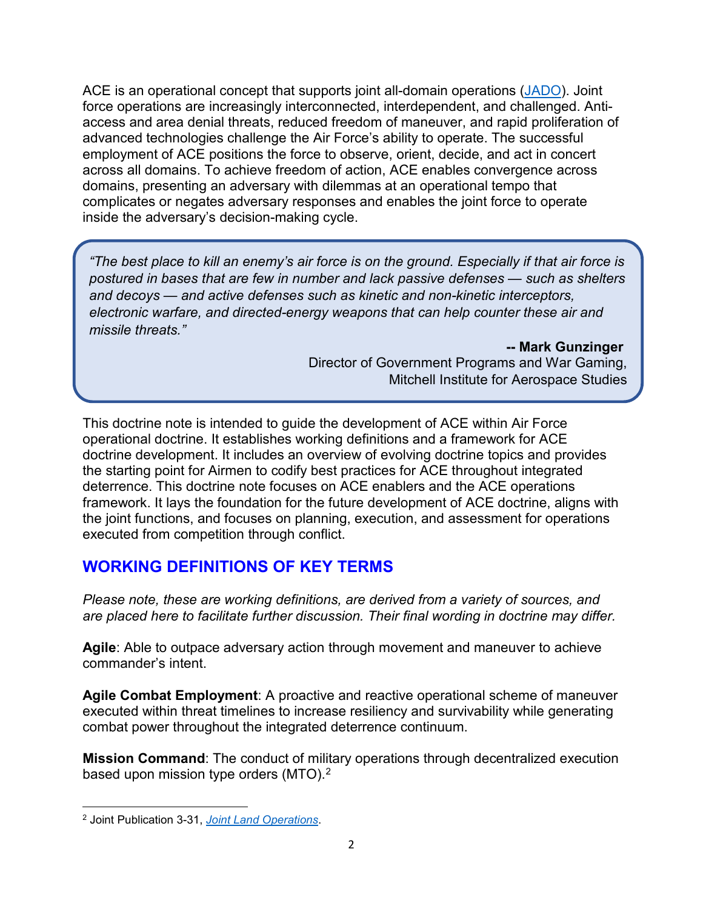ACE is an operational concept that supports joint all-domain operations (JADO). Joint force operations are increasingly interconnected, interdependent, and challenged. Anti-access and area denial threats, reduced freedom of maneuver, and rapid proliferation of advanced technologies challenge the Air Force's ability to operate. The successful employment of ACE positions the force to observe, orient, decide, and act in concert across all domains. To achieve freedom of action, ACE enables convergence across domains, presenting an adversary with dilemmas at an operational tempo that complicates or negates adversary responses and enables the joint force to operate inside the adversary's decision-making cycle.

> *"The best place to kill an enemy's air force is on the ground. Especially if that air force is postured in bases that are few in number and lack passive defenses — such as shelters and decoys — and active defenses such as kinetic and non-kinetic interceptors, electronic warfare, and directed-energy weapons that can help counter these air and missile threats."*
>
> **-- Mark Gunzinger**
> Director of Government Programs and War Gaming,
> Mitchell Institute for Aerospace Studies

This doctrine note is intended to guide the development of ACE within Air Force operational doctrine. It establishes working definitions and a framework for ACE doctrine development. It includes an overview of evolving doctrine topics and provides the starting point for Airmen to codify best practices for ACE throughout integrated deterrence. This doctrine note focuses on ACE enablers and the ACE operations framework. It lays the foundation for the future development of ACE doctrine, aligns with the joint functions, and focuses on planning, execution, and assessment for operations executed from competition through conflict.

## WORKING DEFINITIONS OF KEY TERMS

*Please note, these are working definitions, are derived from a variety of sources, and are placed here to facilitate further discussion. Their final wording in doctrine may differ.*

**Agile**: Able to outpace adversary action through movement and maneuver to achieve commander's intent.

**Agile Combat Employment**: A proactive and reactive operational scheme of maneuver executed within threat timelines to increase resiliency and survivability while generating combat power throughout the integrated deterrence continuum.

**Mission Command**: The conduct of military operations through decentralized execution based upon mission type orders (MTO).[2]

---

[2] Joint Publication 3-31, *Joint Land Operations*.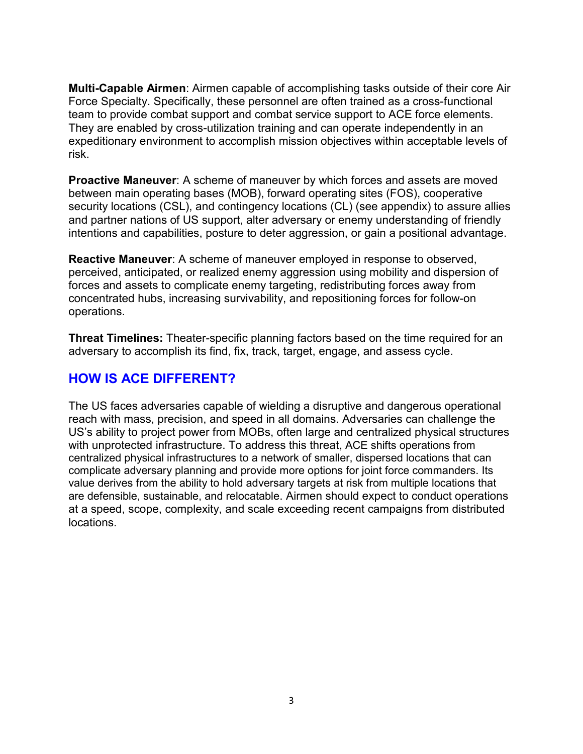**Multi-Capable Airmen**: Airmen capable of accomplishing tasks outside of their core Air Force Specialty. Specifically, these personnel are often trained as a cross-functional team to provide combat support and combat service support to ACE force elements. They are enabled by cross-utilization training and can operate independently in an expeditionary environment to accomplish mission objectives within acceptable levels of risk.

**Proactive Maneuver**: A scheme of maneuver by which forces and assets are moved between main operating bases (MOB), forward operating sites (FOS), cooperative security locations (CSL), and contingency locations (CL) (see appendix) to assure allies and partner nations of US support, alter adversary or enemy understanding of friendly intentions and capabilities, posture to deter aggression, or gain a positional advantage.

**Reactive Maneuver**: A scheme of maneuver employed in response to observed, perceived, anticipated, or realized enemy aggression using mobility and dispersion of forces and assets to complicate enemy targeting, redistributing forces away from concentrated hubs, increasing survivability, and repositioning forces for follow-on operations.

**Threat Timelines:** Theater-specific planning factors based on the time required for an adversary to accomplish its find, fix, track, target, engage, and assess cycle.

## HOW IS ACE DIFFERENT?

The US faces adversaries capable of wielding a disruptive and dangerous operational reach with mass, precision, and speed in all domains. Adversaries can challenge the US's ability to project power from MOBs, often large and centralized physical structures with unprotected infrastructure. To address this threat, ACE shifts operations from centralized physical infrastructures to a network of smaller, dispersed locations that can complicate adversary planning and provide more options for joint force commanders. Its value derives from the ability to hold adversary targets at risk from multiple locations that are defensible, sustainable, and relocatable. Airmen should expect to conduct operations at a speed, scope, complexity, and scale exceeding recent campaigns from distributed locations.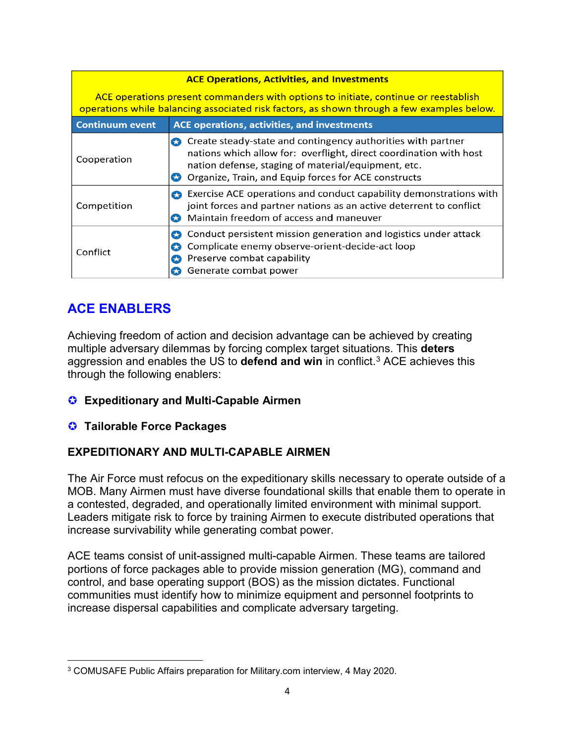| ACE Operations, Activities, and Investments | |
|---|---|
| ACE operations present commanders with options to initiate, continue or reestablish operations while balancing associated risk factors, as shown through a few examples below. | |
| **Continuum event** | **ACE operations, activities, and investments** |
| Cooperation | ✪ Create steady-state and contingency authorities with partner nations which allow for: overflight, direct coordination with host nation defense, staging of material/equipment, etc.<br>✪ Organize, Train, and Equip forces for ACE constructs |
| Competition | ✪ Exercise ACE operations and conduct capability demonstrations with joint forces and partner nations as an active deterrent to conflict<br>✪ Maintain freedom of access and maneuver |
| Conflict | ✪ Conduct persistent mission generation and logistics under attack<br>✪ Complicate enemy observe-orient-decide-act loop<br>✪ Preserve combat capability<br>✪ Generate combat power |

## ACE ENABLERS

Achieving freedom of action and decision advantage can be achieved by creating multiple adversary dilemmas by forcing complex target situations. This **deters** aggression and enables the US to **defend and win** in conflict.[3] ACE achieves this through the following enablers:

- **Expeditionary and Multi-Capable Airmen**
- **Tailorable Force Packages**

### EXPEDITIONARY AND MULTI-CAPABLE AIRMEN

The Air Force must refocus on the expeditionary skills necessary to operate outside of a MOB. Many Airmen must have diverse foundational skills that enable them to operate in a contested, degraded, and operationally limited environment with minimal support. Leaders mitigate risk to force by training Airmen to execute distributed operations that increase survivability while generating combat power.

ACE teams consist of unit-assigned multi-capable Airmen. These teams are tailored portions of force packages able to provide mission generation (MG), command and control, and base operating support (BOS) as the mission dictates. Functional communities must identify how to minimize equipment and personnel footprints to increase dispersal capabilities and complicate adversary targeting.

---

[3] COMUSAFE Public Affairs preparation for Military.com interview, 4 May 2020.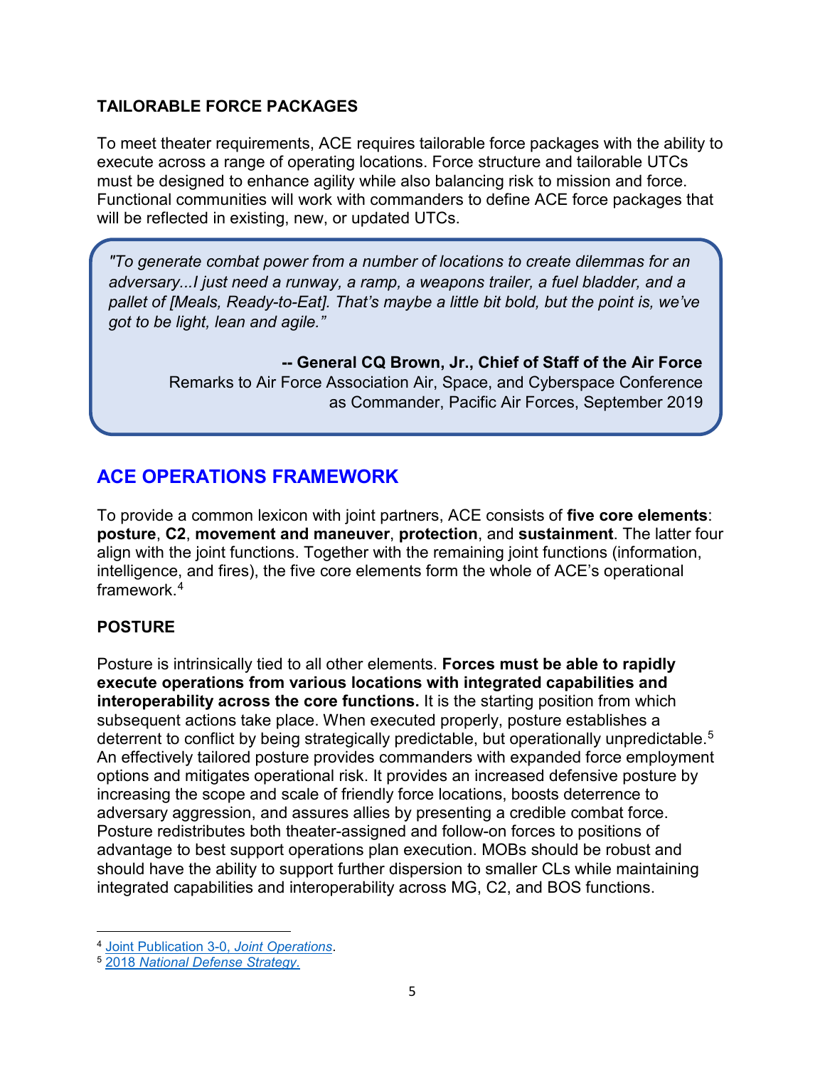### TAILORABLE FORCE PACKAGES

To meet theater requirements, ACE requires tailorable force packages with the ability to execute across a range of operating locations. Force structure and tailorable UTCs must be designed to enhance agility while also balancing risk to mission and force. Functional communities will work with commanders to define ACE force packages that will be reflected in existing, new, or updated UTCs.

> *"To generate combat power from a number of locations to create dilemmas for an adversary...I just need a runway, a ramp, a weapons trailer, a fuel bladder, and a pallet of [Meals, Ready-to-Eat]. That's maybe a little bit bold, but the point is, we've got to be light, lean and agile."*
>
> **-- General CQ Brown, Jr., Chief of Staff of the Air Force**
> Remarks to Air Force Association Air, Space, and Cyberspace Conference as Commander, Pacific Air Forces, September 2019

## ACE OPERATIONS FRAMEWORK

To provide a common lexicon with joint partners, ACE consists of **five core elements**: **posture**, **C2**, **movement and maneuver**, **protection**, and **sustainment**. The latter four align with the joint functions. Together with the remaining joint functions (information, intelligence, and fires), the five core elements form the whole of ACE's operational framework.[4]

### POSTURE

Posture is intrinsically tied to all other elements. **Forces must be able to rapidly execute operations from various locations with integrated capabilities and interoperability across the core functions.** It is the starting position from which subsequent actions take place. When executed properly, posture establishes a deterrent to conflict by being strategically predictable, but operationally unpredictable.[5] An effectively tailored posture provides commanders with expanded force employment options and mitigates operational risk. It provides an increased defensive posture by increasing the scope and scale of friendly force locations, boosts deterrence to adversary aggression, and assures allies by presenting a credible combat force. Posture redistributes both theater-assigned and follow-on forces to positions of advantage to best support operations plan execution. MOBs should be robust and should have the ability to support further dispersion to smaller CLs while maintaining integrated capabilities and interoperability across MG, C2, and BOS functions.

---

[4] Joint Publication 3-0, *Joint Operations*.

[5] 2018 *National Defense Strategy*.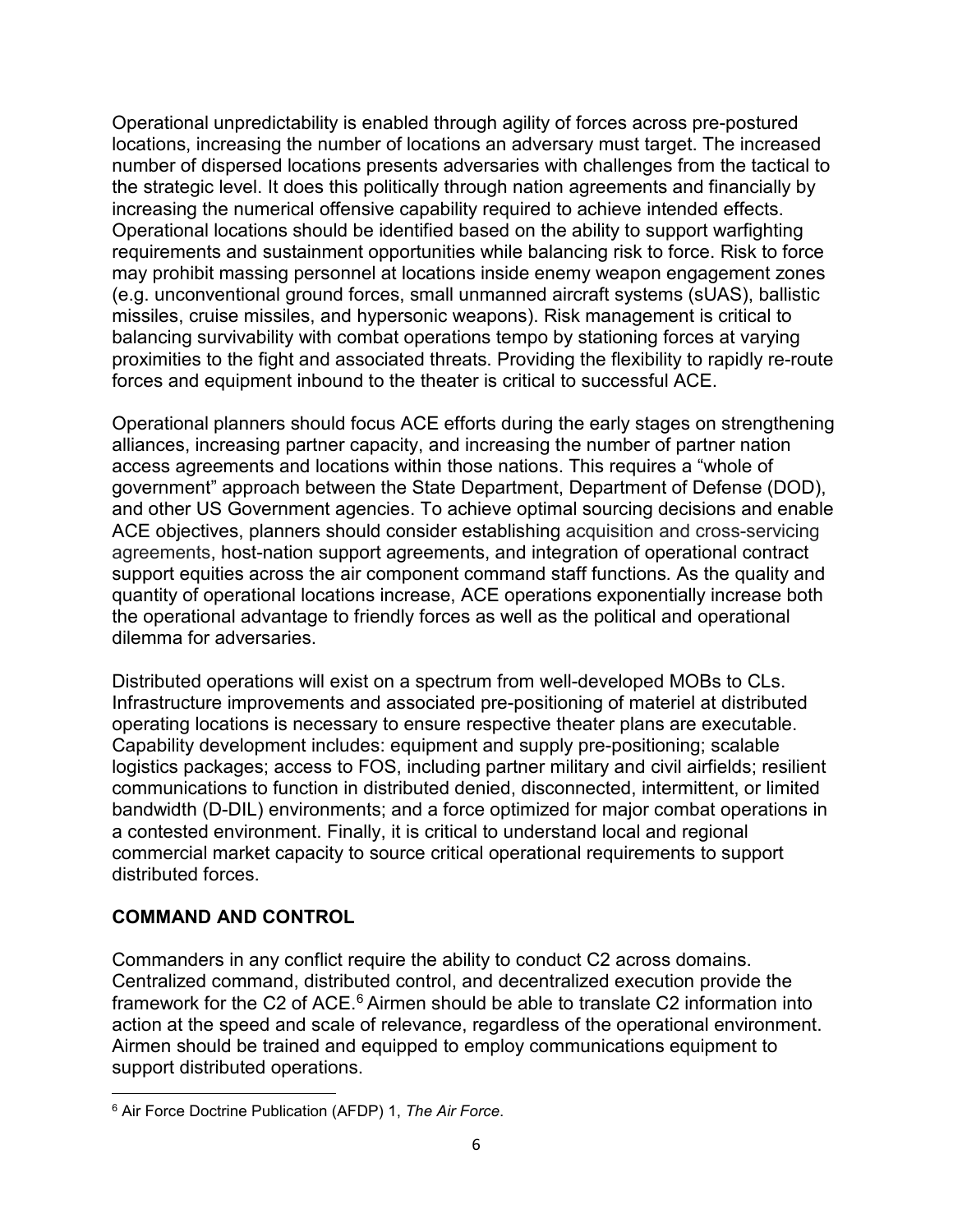Operational unpredictability is enabled through agility of forces across pre-postured locations, increasing the number of locations an adversary must target. The increased number of dispersed locations presents adversaries with challenges from the tactical to the strategic level. It does this politically through nation agreements and financially by increasing the numerical offensive capability required to achieve intended effects. Operational locations should be identified based on the ability to support warfighting requirements and sustainment opportunities while balancing risk to force. Risk to force may prohibit massing personnel at locations inside enemy weapon engagement zones (e.g. unconventional ground forces, small unmanned aircraft systems (sUAS), ballistic missiles, cruise missiles, and hypersonic weapons). Risk management is critical to balancing survivability with combat operations tempo by stationing forces at varying proximities to the fight and associated threats. Providing the flexibility to rapidly re-route forces and equipment inbound to the theater is critical to successful ACE.

Operational planners should focus ACE efforts during the early stages on strengthening alliances, increasing partner capacity, and increasing the number of partner nation access agreements and locations within those nations. This requires a "whole of government" approach between the State Department, Department of Defense (DOD), and other US Government agencies. To achieve optimal sourcing decisions and enable ACE objectives, planners should consider establishing acquisition and cross-servicing agreements, host-nation support agreements, and integration of operational contract support equities across the air component command staff functions. As the quality and quantity of operational locations increase, ACE operations exponentially increase both the operational advantage to friendly forces as well as the political and operational dilemma for adversaries.

Distributed operations will exist on a spectrum from well-developed MOBs to CLs. Infrastructure improvements and associated pre-positioning of materiel at distributed operating locations is necessary to ensure respective theater plans are executable. Capability development includes: equipment and supply pre-positioning; scalable logistics packages; access to FOS, including partner military and civil airfields; resilient communications to function in distributed denied, disconnected, intermittent, or limited bandwidth (D-DIL) environments; and a force optimized for major combat operations in a contested environment. Finally, it is critical to understand local and regional commercial market capacity to source critical operational requirements to support distributed forces.

## COMMAND AND CONTROL

Commanders in any conflict require the ability to conduct C2 across domains. Centralized command, distributed control, and decentralized execution provide the framework for the C2 of ACE.[6] Airmen should be able to translate C2 information into action at the speed and scale of relevance, regardless of the operational environment. Airmen should be trained and equipped to employ communications equipment to support distributed operations.

---

[6] Air Force Doctrine Publication (AFDP) 1, *The Air Force*.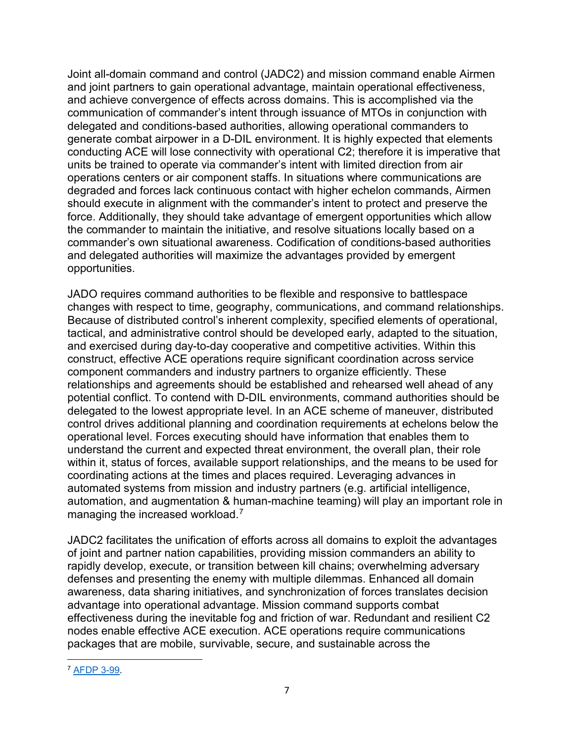Joint all-domain command and control (JADC2) and mission command enable Airmen and joint partners to gain operational advantage, maintain operational effectiveness, and achieve convergence of effects across domains. This is accomplished via the communication of commander's intent through issuance of MTOs in conjunction with delegated and conditions-based authorities, allowing operational commanders to generate combat airpower in a D-DIL environment. It is highly expected that elements conducting ACE will lose connectivity with operational C2; therefore it is imperative that units be trained to operate via commander's intent with limited direction from air operations centers or air component staffs. In situations where communications are degraded and forces lack continuous contact with higher echelon commands, Airmen should execute in alignment with the commander's intent to protect and preserve the force. Additionally, they should take advantage of emergent opportunities which allow the commander to maintain the initiative, and resolve situations locally based on a commander's own situational awareness. Codification of conditions-based authorities and delegated authorities will maximize the advantages provided by emergent opportunities.

JADO requires command authorities to be flexible and responsive to battlespace changes with respect to time, geography, communications, and command relationships. Because of distributed control's inherent complexity, specified elements of operational, tactical, and administrative control should be developed early, adapted to the situation, and exercised during day-to-day cooperative and competitive activities. Within this construct, effective ACE operations require significant coordination across service component commanders and industry partners to organize efficiently. These relationships and agreements should be established and rehearsed well ahead of any potential conflict. To contend with D-DIL environments, command authorities should be delegated to the lowest appropriate level. In an ACE scheme of maneuver, distributed control drives additional planning and coordination requirements at echelons below the operational level. Forces executing should have information that enables them to understand the current and expected threat environment, the overall plan, their role within it, status of forces, available support relationships, and the means to be used for coordinating actions at the times and places required. Leveraging advances in automated systems from mission and industry partners (e.g. artificial intelligence, automation, and augmentation & human-machine teaming) will play an important role in managing the increased workload.[7]

JADC2 facilitates the unification of efforts across all domains to exploit the advantages of joint and partner nation capabilities, providing mission commanders an ability to rapidly develop, execute, or transition between kill chains; overwhelming adversary defenses and presenting the enemy with multiple dilemmas. Enhanced all domain awareness, data sharing initiatives, and synchronization of forces translates decision advantage into operational advantage. Mission command supports combat effectiveness during the inevitable fog and friction of war. Redundant and resilient C2 nodes enable effective ACE execution. ACE operations require communications packages that are mobile, survivable, secure, and sustainable across the

---

[7] AFDP 3-99.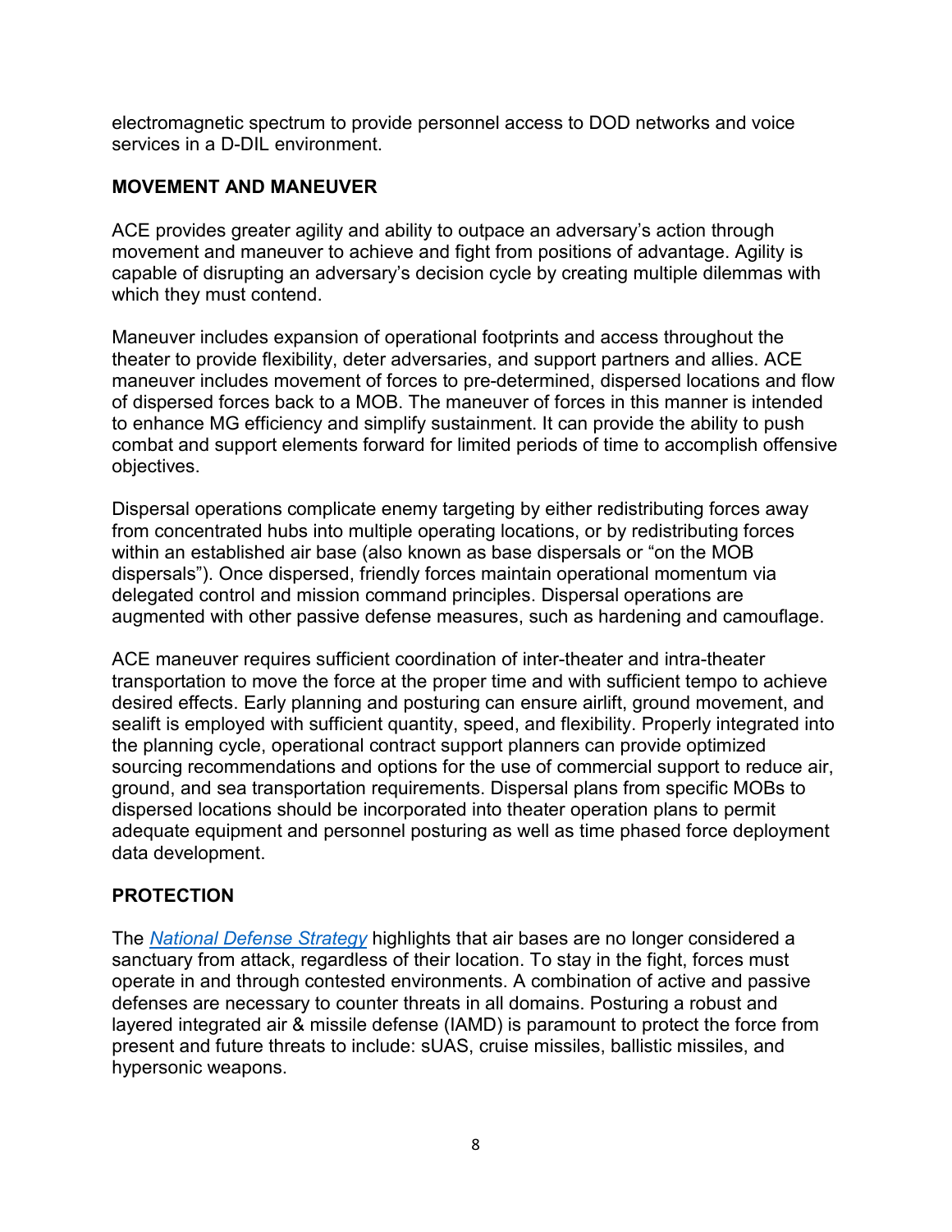electromagnetic spectrum to provide personnel access to DOD networks and voice services in a D-DIL environment.

## MOVEMENT AND MANEUVER

ACE provides greater agility and ability to outpace an adversary's action through movement and maneuver to achieve and fight from positions of advantage. Agility is capable of disrupting an adversary's decision cycle by creating multiple dilemmas with which they must contend.

Maneuver includes expansion of operational footprints and access throughout the theater to provide flexibility, deter adversaries, and support partners and allies. ACE maneuver includes movement of forces to pre-determined, dispersed locations and flow of dispersed forces back to a MOB. The maneuver of forces in this manner is intended to enhance MG efficiency and simplify sustainment. It can provide the ability to push combat and support elements forward for limited periods of time to accomplish offensive objectives.

Dispersal operations complicate enemy targeting by either redistributing forces away from concentrated hubs into multiple operating locations, or by redistributing forces within an established air base (also known as base dispersals or "on the MOB dispersals"). Once dispersed, friendly forces maintain operational momentum via delegated control and mission command principles. Dispersal operations are augmented with other passive defense measures, such as hardening and camouflage.

ACE maneuver requires sufficient coordination of inter-theater and intra-theater transportation to move the force at the proper time and with sufficient tempo to achieve desired effects. Early planning and posturing can ensure airlift, ground movement, and sealift is employed with sufficient quantity, speed, and flexibility. Properly integrated into the planning cycle, operational contract support planners can provide optimized sourcing recommendations and options for the use of commercial support to reduce air, ground, and sea transportation requirements. Dispersal plans from specific MOBs to dispersed locations should be incorporated into theater operation plans to permit adequate equipment and personnel posturing as well as time phased force deployment data development.

## PROTECTION

The *National Defense Strategy* highlights that air bases are no longer considered a sanctuary from attack, regardless of their location. To stay in the fight, forces must operate in and through contested environments. A combination of active and passive defenses are necessary to counter threats in all domains. Posturing a robust and layered integrated air & missile defense (IAMD) is paramount to protect the force from present and future threats to include: sUAS, cruise missiles, ballistic missiles, and hypersonic weapons.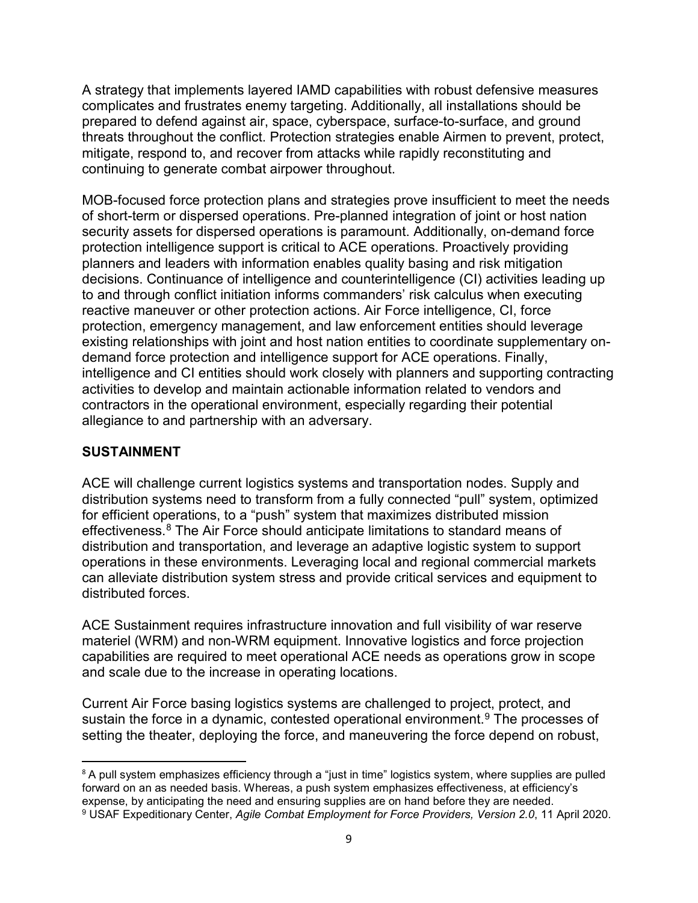A strategy that implements layered IAMD capabilities with robust defensive measures complicates and frustrates enemy targeting. Additionally, all installations should be prepared to defend against air, space, cyberspace, surface-to-surface, and ground threats throughout the conflict. Protection strategies enable Airmen to prevent, protect, mitigate, respond to, and recover from attacks while rapidly reconstituting and continuing to generate combat airpower throughout.

MOB-focused force protection plans and strategies prove insufficient to meet the needs of short-term or dispersed operations. Pre-planned integration of joint or host nation security assets for dispersed operations is paramount. Additionally, on-demand force protection intelligence support is critical to ACE operations. Proactively providing planners and leaders with information enables quality basing and risk mitigation decisions. Continuance of intelligence and counterintelligence (CI) activities leading up to and through conflict initiation informs commanders' risk calculus when executing reactive maneuver or other protection actions. Air Force intelligence, CI, force protection, emergency management, and law enforcement entities should leverage existing relationships with joint and host nation entities to coordinate supplementary on-demand force protection and intelligence support for ACE operations. Finally, intelligence and CI entities should work closely with planners and supporting contracting activities to develop and maintain actionable information related to vendors and contractors in the operational environment, especially regarding their potential allegiance to and partnership with an adversary.

## SUSTAINMENT

ACE will challenge current logistics systems and transportation nodes. Supply and distribution systems need to transform from a fully connected "pull" system, optimized for efficient operations, to a "push" system that maximizes distributed mission effectiveness.[8] The Air Force should anticipate limitations to standard means of distribution and transportation, and leverage an adaptive logistic system to support operations in these environments. Leveraging local and regional commercial markets can alleviate distribution system stress and provide critical services and equipment to distributed forces.

ACE Sustainment requires infrastructure innovation and full visibility of war reserve materiel (WRM) and non-WRM equipment. Innovative logistics and force projection capabilities are required to meet operational ACE needs as operations grow in scope and scale due to the increase in operating locations.

Current Air Force basing logistics systems are challenged to project, protect, and sustain the force in a dynamic, contested operational environment.[9] The processes of setting the theater, deploying the force, and maneuvering the force depend on robust,

---

[8] A pull system emphasizes efficiency through a "just in time" logistics system, where supplies are pulled forward on an as needed basis. Whereas, a push system emphasizes effectiveness, at efficiency's expense, by anticipating the need and ensuring supplies are on hand before they are needed.

[9] USAF Expeditionary Center, *Agile Combat Employment for Force Providers, Version 2.0*, 11 April 2020.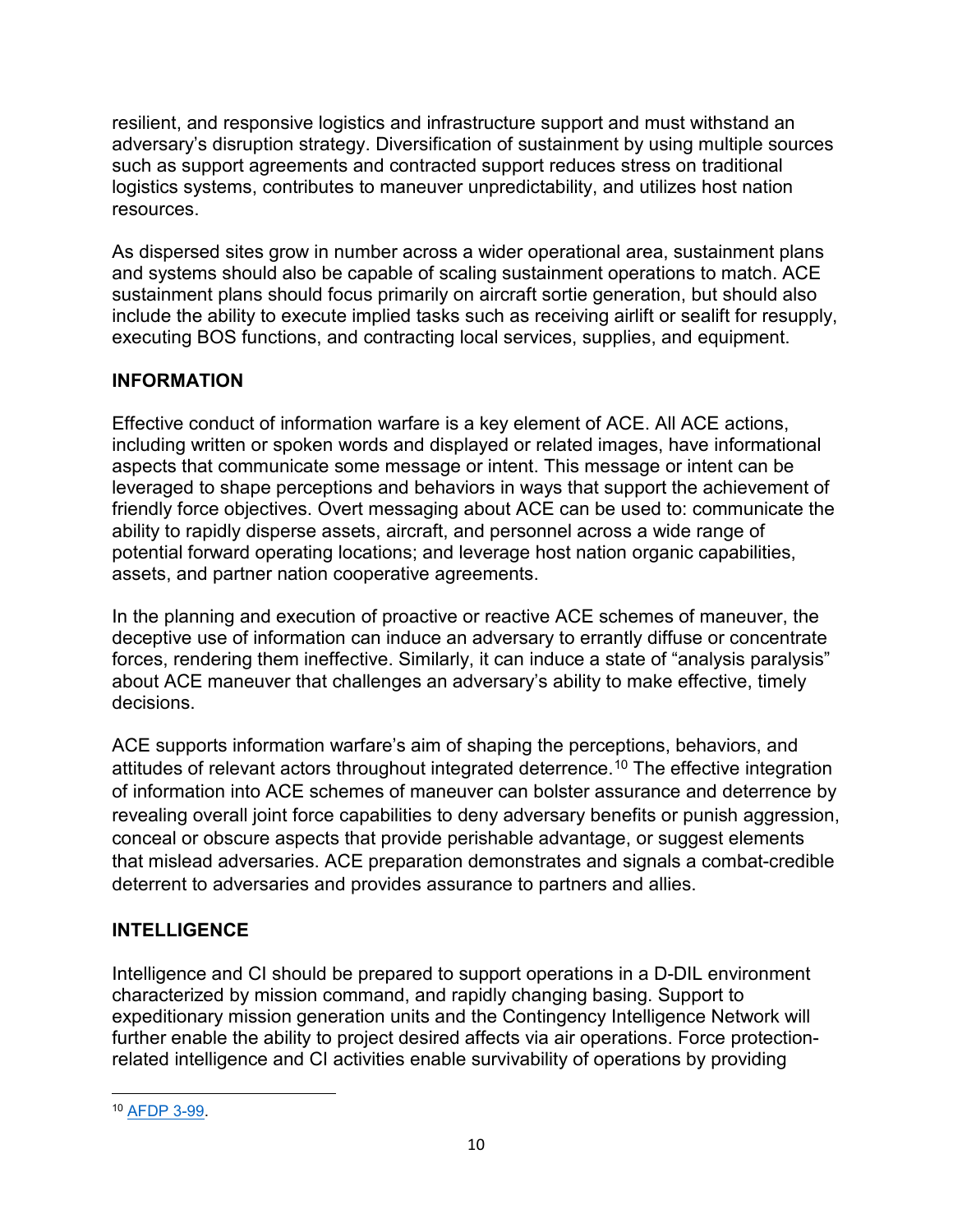resilient, and responsive logistics and infrastructure support and must withstand an adversary's disruption strategy. Diversification of sustainment by using multiple sources such as support agreements and contracted support reduces stress on traditional logistics systems, contributes to maneuver unpredictability, and utilizes host nation resources.

As dispersed sites grow in number across a wider operational area, sustainment plans and systems should also be capable of scaling sustainment operations to match. ACE sustainment plans should focus primarily on aircraft sortie generation, but should also include the ability to execute implied tasks such as receiving airlift or sealift for resupply, executing BOS functions, and contracting local services, supplies, and equipment.

## INFORMATION

Effective conduct of information warfare is a key element of ACE. All ACE actions, including written or spoken words and displayed or related images, have informational aspects that communicate some message or intent. This message or intent can be leveraged to shape perceptions and behaviors in ways that support the achievement of friendly force objectives. Overt messaging about ACE can be used to: communicate the ability to rapidly disperse assets, aircraft, and personnel across a wide range of potential forward operating locations; and leverage host nation organic capabilities, assets, and partner nation cooperative agreements.

In the planning and execution of proactive or reactive ACE schemes of maneuver, the deceptive use of information can induce an adversary to errantly diffuse or concentrate forces, rendering them ineffective. Similarly, it can induce a state of "analysis paralysis" about ACE maneuver that challenges an adversary's ability to make effective, timely decisions.

ACE supports information warfare's aim of shaping the perceptions, behaviors, and attitudes of relevant actors throughout integrated deterrence.[10] The effective integration of information into ACE schemes of maneuver can bolster assurance and deterrence by revealing overall joint force capabilities to deny adversary benefits or punish aggression, conceal or obscure aspects that provide perishable advantage, or suggest elements that mislead adversaries. ACE preparation demonstrates and signals a combat-credible deterrent to adversaries and provides assurance to partners and allies.

## INTELLIGENCE

Intelligence and CI should be prepared to support operations in a D-DIL environment characterized by mission command, and rapidly changing basing. Support to expeditionary mission generation units and the Contingency Intelligence Network will further enable the ability to project desired affects via air operations. Force protection-related intelligence and CI activities enable survivability of operations by providing

---

[10] AFDP 3-99.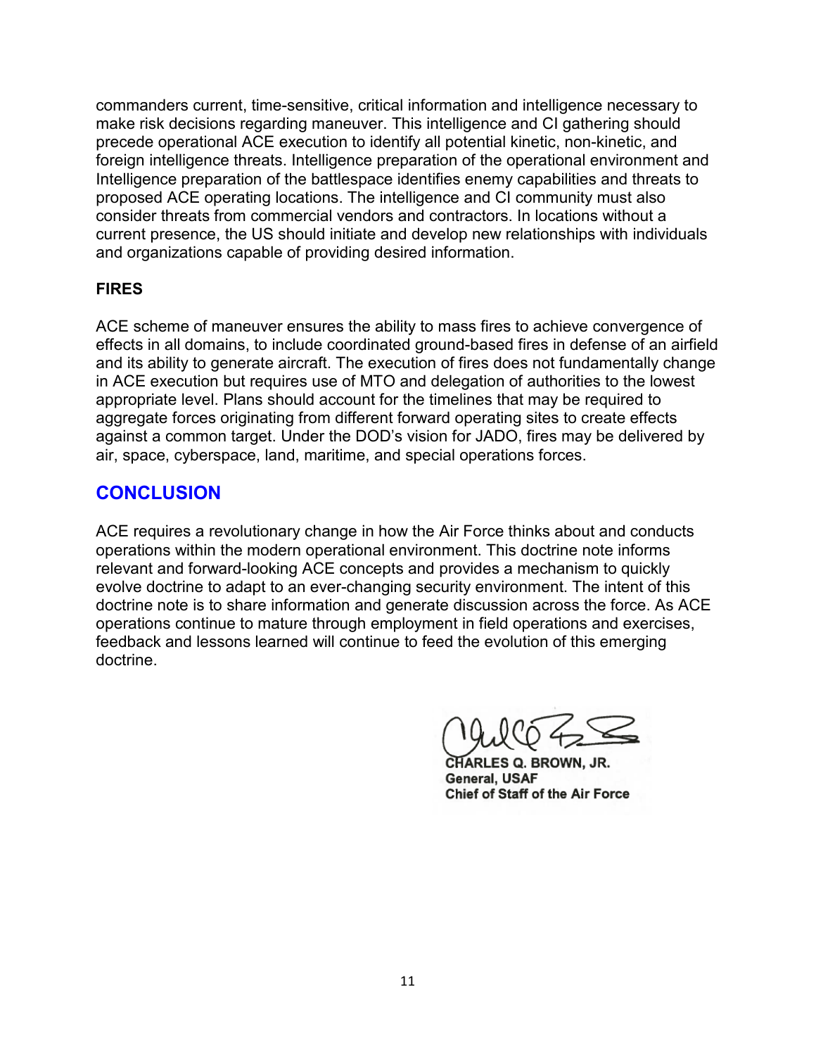commanders current, time-sensitive, critical information and intelligence necessary to make risk decisions regarding maneuver. This intelligence and CI gathering should precede operational ACE execution to identify all potential kinetic, non-kinetic, and foreign intelligence threats. Intelligence preparation of the operational environment and Intelligence preparation of the battlespace identifies enemy capabilities and threats to proposed ACE operating locations. The intelligence and CI community must also consider threats from commercial vendors and contractors. In locations without a current presence, the US should initiate and develop new relationships with individuals and organizations capable of providing desired information.

**FIRES**

ACE scheme of maneuver ensures the ability to mass fires to achieve convergence of effects in all domains, to include coordinated ground-based fires in defense of an airfield and its ability to generate aircraft. The execution of fires does not fundamentally change in ACE execution but requires use of MTO and delegation of authorities to the lowest appropriate level. Plans should account for the timelines that may be required to aggregate forces originating from different forward operating sites to create effects against a common target. Under the DOD's vision for JADO, fires may be delivered by air, space, cyberspace, land, maritime, and special operations forces.

## CONCLUSION

ACE requires a revolutionary change in how the Air Force thinks about and conducts operations within the modern operational environment. This doctrine note informs relevant and forward-looking ACE concepts and provides a mechanism to quickly evolve doctrine to adapt to an ever-changing security environment. The intent of this doctrine note is to share information and generate discussion across the force. As ACE operations continue to mature through employment in field operations and exercises, feedback and lessons learned will continue to feed the evolution of this emerging doctrine.

**CHARLES Q. BROWN, JR.**
**General, USAF**
**Chief of Staff of the Air Force**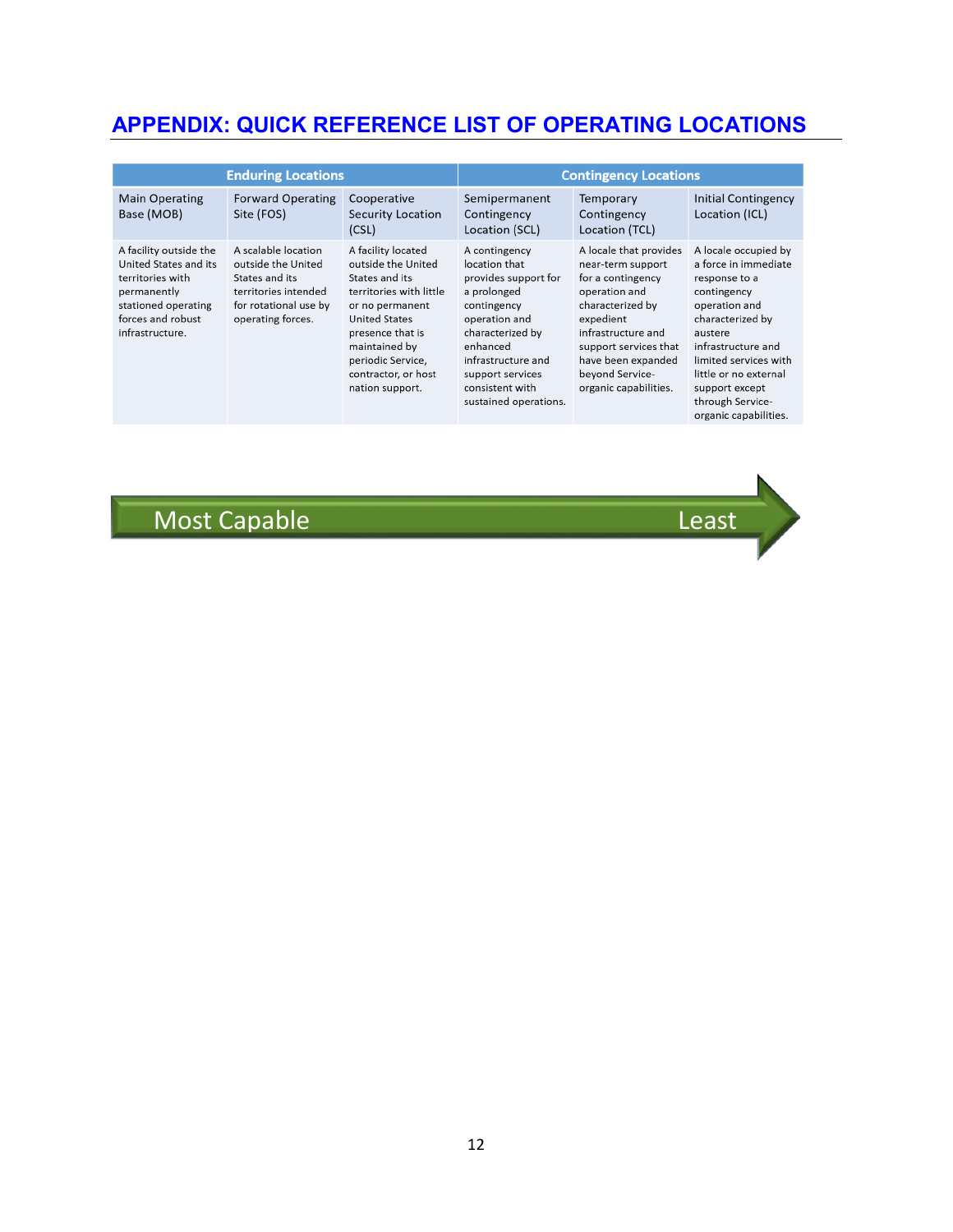## APPENDIX: QUICK REFERENCE LIST OF OPERATING LOCATIONS

| Enduring Locations | | | Contingency Locations | | |
|---|---|---|---|---|---|
| Main Operating Base (MOB) | Forward Operating Site (FOS) | Cooperative Security Location (CSL) | Semipermanent Contingency Location (SCL) | Temporary Contingency Location (TCL) | Initial Contingency Location (ICL) |
| A facility outside the United States and its territories with permanently stationed operating forces and robust infrastructure. | A scalable location outside the United States and its territories intended for rotational use by operating forces. | A facility located outside the United States and its territories with little or no permanent United States presence that is maintained by periodic Service, contractor, or host nation support. | A contingency location that provides support for a prolonged contingency operation and characterized by enhanced infrastructure and support services consistent with sustained operations. | A locale that provides near-term support for a contingency operation and characterized by expedient infrastructure and support services that have been expanded beyond Service-organic capabilities. | A locale occupied by a force in immediate response to a contingency operation and characterized by austere infrastructure and limited services with little or no external support except through Service-organic capabilities. |

Most Capable → Least